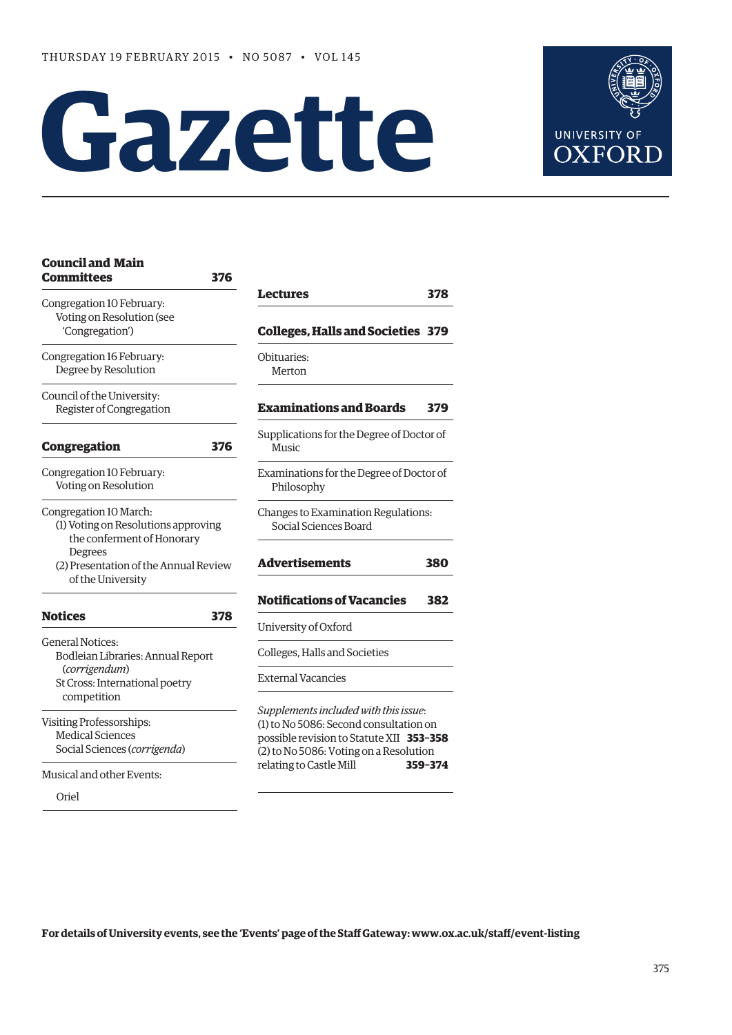THURSDAY 19 FEBRUARY 2015 • NO 5087 • VOL 145

# Gazette

UNIVERSITY OF OXFORD

**Council and Main Committees** **376**

Congregation 10 February:
Voting on Resolution (see 'Congregation')

Congregation 16 February:
Degree by Resolution

Council of the University:
Register of Congregation

**Congregation** **376**

Congregation 10 February:
Voting on Resolution

Congregation 10 March:
(1) Voting on Resolutions approving the conferment of Honorary Degrees
(2) Presentation of the Annual Review of the University

**Notices** **378**

General Notices:
Bodleian Libraries: Annual Report (*corrigendum*)
St Cross: International poetry competition

Visiting Professorships:
Medical Sciences
Social Sciences (*corrigenda*)

Musical and other Events:

Oriel

**Lectures** **378**

**Colleges, Halls and Societies** **379**

Obituaries:
Merton

**Examinations and Boards** **379**

Supplications for the Degree of Doctor of Music

Examinations for the Degree of Doctor of Philosophy

Changes to Examination Regulations:
Social Sciences Board

**Advertisements** **380**

**Notifications of Vacancies** **382**

University of Oxford

Colleges, Halls and Societies

External Vacancies

*Supplements included with this issue*:
(1) to No 5086: Second consultation on possible revision to Statute XII **353–358**
(2) to No 5086: Voting on a Resolution relating to Castle Mill **359–374**

**For details of University events, see the 'Events' page of the Staff Gateway: www.ox.ac.uk/staff/event-listing**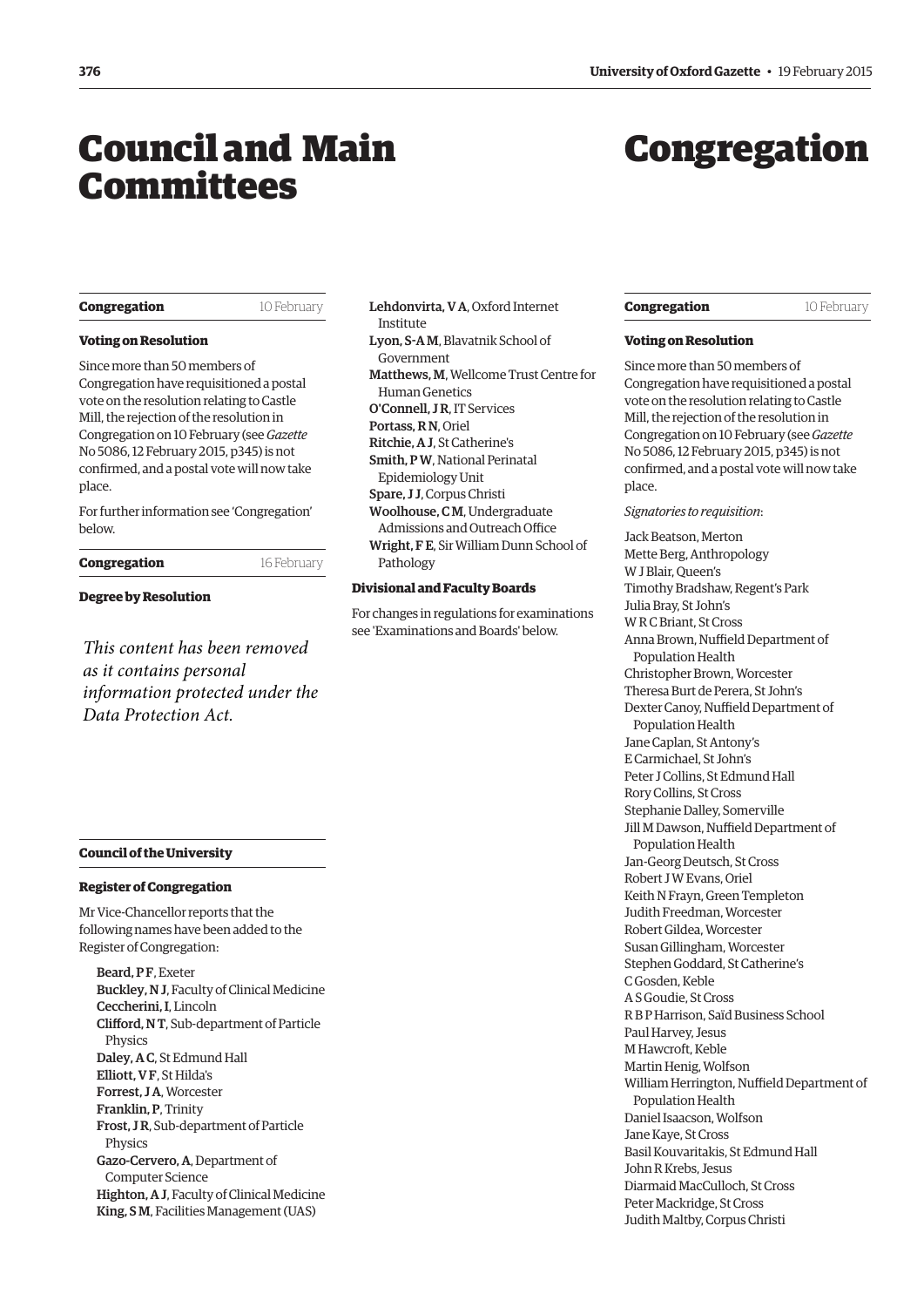# Council and Main Committees

## Congregation

10 February

### Voting on Resolution

Since more than 50 members of Congregation have requisitioned a postal vote on the resolution relating to Castle Mill, the rejection of the resolution in Congregation on 10 February (see *Gazette* No 5086, 12 February 2015, p345) is not confirmed, and a postal vote will now take place.

For further information see 'Congregation' below.

## Congregation

16 February

### Degree by Resolution

*This content has been removed as it contains personal information protected under the Data Protection Act.*

## Council of the University

### Register of Congregation

Mr Vice-Chancellor reports that the following names have been added to the Register of Congregation:

**Beard, P F**, Exeter
**Buckley, N J**, Faculty of Clinical Medicine
**Ceccherini, I**, Lincoln
**Clifford, N T**, Sub-department of Particle Physics
**Daley, A C**, St Edmund Hall
**Elliott, V F**, St Hilda's
**Forrest, J A**, Worcester
**Franklin, P**, Trinity
**Frost, J R**, Sub-department of Particle Physics
**Gazo-Cervero, A**, Department of Computer Science
**Highton, A J**, Faculty of Clinical Medicine
**King, S M**, Facilities Management (UAS)
**Lehdonvirta, V A**, Oxford Internet Institute
**Lyon, S-A M**, Blavatnik School of Government
**Matthews, M**, Wellcome Trust Centre for Human Genetics
**O'Connell, J R**, IT Services
**Portass, R N**, Oriel
**Ritchie, A J**, St Catherine's
**Smith, P W**, National Perinatal Epidemiology Unit
**Spare, J J**, Corpus Christi
**Woolhouse, C M**, Undergraduate Admissions and Outreach Office
**Wright, F E**, Sir William Dunn School of Pathology

### Divisional and Faculty Boards

For changes in regulations for examinations see 'Examinations and Boards' below.

# Congregation

## Congregation

10 February

### Voting on Resolution

Since more than 50 members of Congregation have requisitioned a postal vote on the resolution relating to Castle Mill, the rejection of the resolution in Congregation on 10 February (see *Gazette* No 5086, 12 February 2015, p345) is not confirmed, and a postal vote will now take place.

*Signatories to requisition*:

Jack Beatson, Merton
Mette Berg, Anthropology
W J Blair, Queen's
Timothy Bradshaw, Regent's Park
Julia Bray, St John's
W R C Briant, St Cross
Anna Brown, Nuffield Department of Population Health
Christopher Brown, Worcester
Theresa Burt de Perera, St John's
Dexter Canoy, Nuffield Department of Population Health
Jane Caplan, St Antony's
E Carmichael, St John's
Peter J Collins, St Edmund Hall
Rory Collins, St Cross
Stephanie Dalley, Somerville
Jill M Dawson, Nuffield Department of Population Health
Jan-Georg Deutsch, St Cross
Robert J W Evans, Oriel
Keith N Frayn, Green Templeton
Judith Freedman, Worcester
Robert Gildea, Worcester
Susan Gillingham, Worcester
Stephen Goddard, St Catherine's
C Gosden, Keble
A S Goudie, St Cross
R B P Harrison, Saïd Business School
Paul Harvey, Jesus
M Hawcroft, Keble
Martin Henig, Wolfson
William Herrington, Nuffield Department of Population Health
Daniel Isaacson, Wolfson
Jane Kaye, St Cross
Basil Kouvaritakis, St Edmund Hall
John R Krebs, Jesus
Diarmaid MacCulloch, St Cross
Peter Mackridge, St Cross
Judith Maltby, Corpus Christi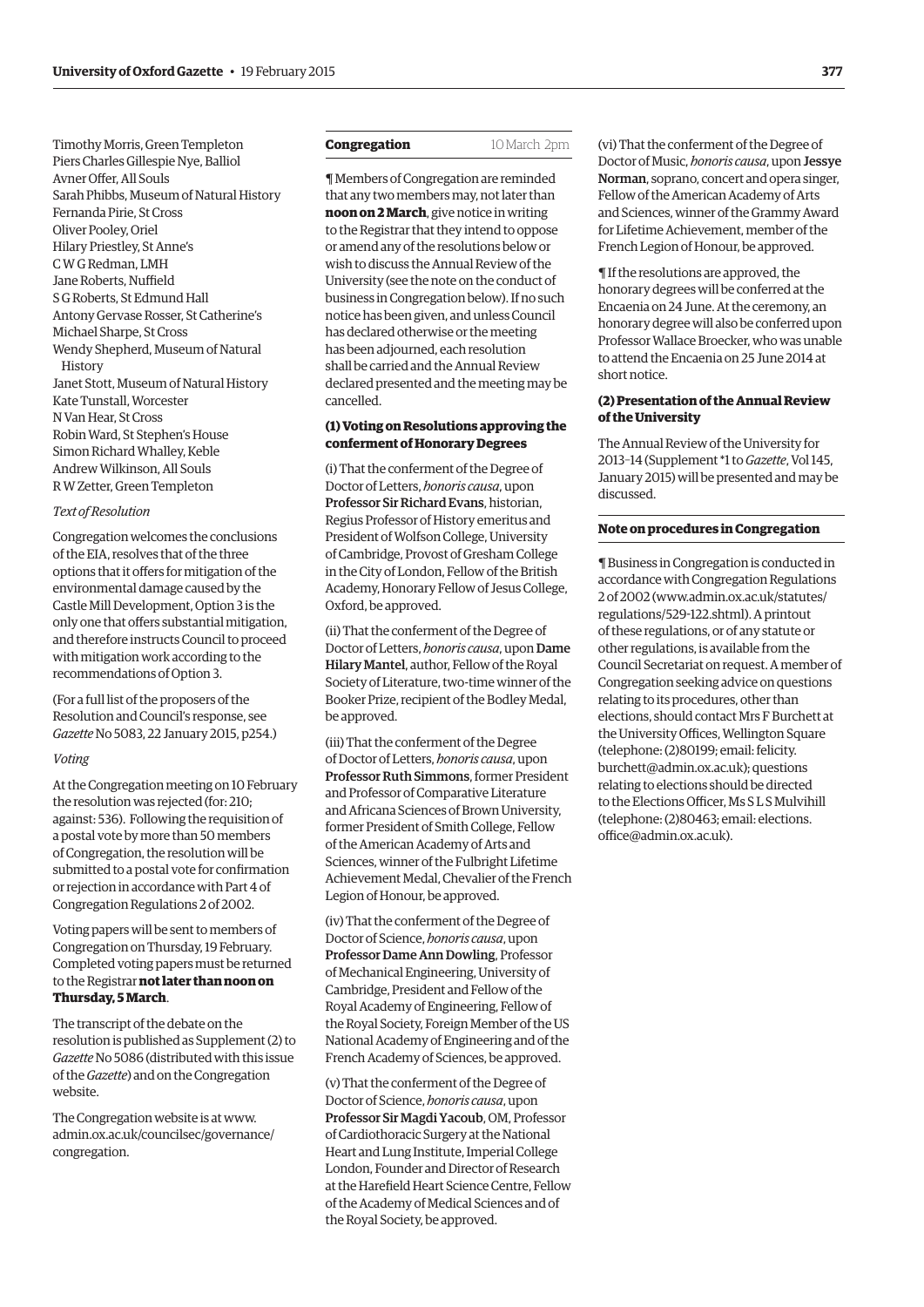Timothy Morris, Green Templeton
Piers Charles Gillespie Nye, Balliol
Avner Offer, All Souls
Sarah Phibbs, Museum of Natural History
Fernanda Pirie, St Cross
Oliver Pooley, Oriel
Hilary Priestley, St Anne's
C W G Redman, LMH
Jane Roberts, Nuffield
S G Roberts, St Edmund Hall
Antony Gervase Rosser, St Catherine's
Michael Sharpe, St Cross
Wendy Shepherd, Museum of Natural History
Janet Stott, Museum of Natural History
Kate Tunstall, Worcester
N Van Hear, St Cross
Robin Ward, St Stephen's House
Simon Richard Whalley, Keble
Andrew Wilkinson, All Souls
R W Zetter, Green Templeton

*Text of Resolution*

Congregation welcomes the conclusions of the EIA, resolves that of the three options that it offers for mitigation of the environmental damage caused by the Castle Mill Development, Option 3 is the only one that offers substantial mitigation, and therefore instructs Council to proceed with mitigation work according to the recommendations of Option 3.

(For a full list of the proposers of the Resolution and Council's response, see *Gazette* No 5083, 22 January 2015, p254.)

*Voting*

At the Congregation meeting on 10 February the resolution was rejected (for: 210; against: 536). Following the requisition of a postal vote by more than 50 members of Congregation, the resolution will be submitted to a postal vote for confirmation or rejection in accordance with Part 4 of Congregation Regulations 2 of 2002.

Voting papers will be sent to members of Congregation on Thursday, 19 February. Completed voting papers must be returned to the Registrar **not later than noon on Thursday, 5 March**.

The transcript of the debate on the resolution is published as Supplement (2) to *Gazette* No 5086 (distributed with this issue of the *Gazette*) and on the Congregation website.

The Congregation website is at www.admin.ox.ac.uk/councilsec/governance/congregation.

## Congregation 10 March 2pm

¶ Members of Congregation are reminded that any two members may, not later than **noon on 2 March**, give notice in writing to the Registrar that they intend to oppose or amend any of the resolutions below or wish to discuss the Annual Review of the University (see the note on the conduct of business in Congregation below). If no such notice has been given, and unless Council has declared otherwise or the meeting has been adjourned, each resolution shall be carried and the Annual Review declared presented and the meeting may be cancelled.

### (1) Voting on Resolutions approving the conferment of Honorary Degrees

(i) That the conferment of the Degree of Doctor of Letters, *honoris causa*, upon **Professor Sir Richard Evans**, historian, Regius Professor of History emeritus and President of Wolfson College, University of Cambridge, Provost of Gresham College in the City of London, Fellow of the British Academy, Honorary Fellow of Jesus College, Oxford, be approved.

(ii) That the conferment of the Degree of Doctor of Letters, *honoris causa*, upon **Dame Hilary Mantel**, author, Fellow of the Royal Society of Literature, two-time winner of the Booker Prize, recipient of the Bodley Medal, be approved.

(iii) That the conferment of the Degree of Doctor of Letters, *honoris causa*, upon **Professor Ruth Simmons**, former President and Professor of Comparative Literature and Africana Sciences of Brown University, former President of Smith College, Fellow of the American Academy of Arts and Sciences, winner of the Fulbright Lifetime Achievement Medal, Chevalier of the French Legion of Honour, be approved.

(iv) That the conferment of the Degree of Doctor of Science, *honoris causa*, upon **Professor Dame Ann Dowling**, Professor of Mechanical Engineering, University of Cambridge, President and Fellow of the Royal Academy of Engineering, Fellow of the Royal Society, Foreign Member of the US National Academy of Engineering and of the French Academy of Sciences, be approved.

(v) That the conferment of the Degree of Doctor of Science, *honoris causa*, upon **Professor Sir Magdi Yacoub**, OM, Professor of Cardiothoracic Surgery at the National Heart and Lung Institute, Imperial College London, Founder and Director of Research at the Harefield Heart Science Centre, Fellow of the Academy of Medical Sciences and of the Royal Society, be approved.

(vi) That the conferment of the Degree of Doctor of Music, *honoris causa*, upon **Jessye Norman**, soprano, concert and opera singer, Fellow of the American Academy of Arts and Sciences, winner of the Grammy Award for Lifetime Achievement, member of the French Legion of Honour, be approved.

¶ If the resolutions are approved, the honorary degrees will be conferred at the Encaenia on 24 June. At the ceremony, an honorary degree will also be conferred upon Professor Wallace Broecker, who was unable to attend the Encaenia on 25 June 2014 at short notice.

### (2) Presentation of the Annual Review of the University

The Annual Review of the University for 2013–14 (Supplement *1 to *Gazette*, Vol 145, January 2015) will be presented and may be discussed.

## Note on procedures in Congregation

¶ Business in Congregation is conducted in accordance with Congregation Regulations 2 of 2002 (www.admin.ox.ac.uk/statutes/regulations/529-122.shtml). A printout of these regulations, or of any statute or other regulations, is available from the Council Secretariat on request. A member of Congregation seeking advice on questions relating to its procedures, other than elections, should contact Mrs F Burchett at the University Offices, Wellington Square (telephone: (2)80199; email: felicity.burchett@admin.ox.ac.uk); questions relating to elections should be directed to the Elections Officer, Ms S L S Mulvihill (telephone: (2)80463; email: elections.office@admin.ox.ac.uk).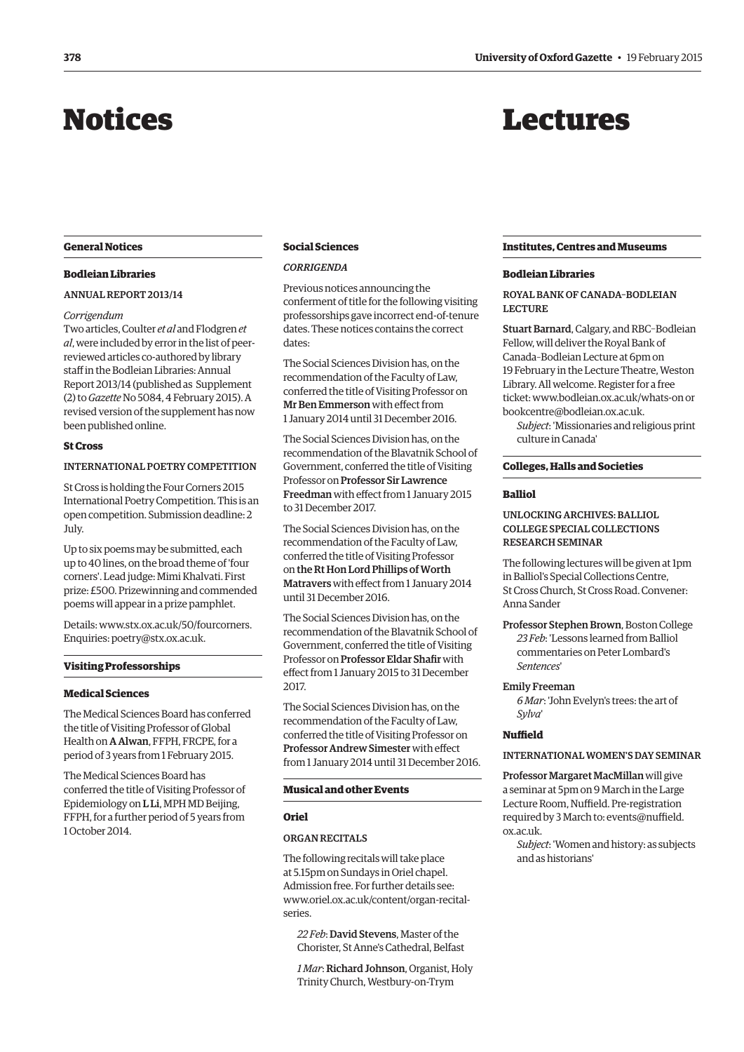# Notices

## General Notices

### Bodleian Libraries

#### ANNUAL REPORT 2013/14

*Corrigendum*

Two articles, Coulter *et al* and Flodgren *et al*, were included by error in the list of peer-reviewed articles co-authored by library staff in the Bodleian Libraries: Annual Report 2013/14 (published as Supplement (2) to *Gazette* No 5084, 4 February 2015). A revised version of the supplement has now been published online.

### St Cross

#### INTERNATIONAL POETRY COMPETITION

St Cross is holding the Four Corners 2015 International Poetry Competition. This is an open competition. Submission deadline: 2 July.

Up to six poems may be submitted, each up to 40 lines, on the broad theme of 'four corners'. Lead judge: Mimi Khalvati. First prize: £500. Prizewinning and commended poems will appear in a prize pamphlet.

Details: www.stx.ox.ac.uk/50/fourcorners. Enquiries: poetry@stx.ox.ac.uk.

## Visiting Professorships

### Medical Sciences

The Medical Sciences Board has conferred the title of Visiting Professor of Global Health on **A Alwan**, FFPH, FRCPE, for a period of 3 years from 1 February 2015.

The Medical Sciences Board has conferred the title of Visiting Professor of Epidemiology on **L Li**, MPH MD Beijing, FFPH, for a further period of 5 years from 1 October 2014.

### Social Sciences

*CORRIGENDA*

Previous notices announcing the conferment of title for the following visiting professorships gave incorrect end-of-tenure dates. These notices contains the correct dates:

The Social Sciences Division has, on the recommendation of the Faculty of Law, conferred the title of Visiting Professor on **Mr Ben Emmerson** with effect from 1 January 2014 until 31 December 2016.

The Social Sciences Division has, on the recommendation of the Blavatnik School of Government, conferred the title of Visiting Professor on **Professor Sir Lawrence Freedman** with effect from 1 January 2015 to 31 December 2017.

The Social Sciences Division has, on the recommendation of the Faculty of Law, conferred the title of Visiting Professor on **the Rt Hon Lord Phillips of Worth Matravers** with effect from 1 January 2014 until 31 December 2016.

The Social Sciences Division has, on the recommendation of the Blavatnik School of Government, conferred the title of Visiting Professor on **Professor Eldar Shafir** with effect from 1 January 2015 to 31 December 2017.

The Social Sciences Division has, on the recommendation of the Faculty of Law, conferred the title of Visiting Professor on **Professor Andrew Simester** with effect from 1 January 2014 until 31 December 2016.

## Musical and other Events

### Oriel

#### ORGAN RECITALS

The following recitals will take place at 5.15pm on Sundays in Oriel chapel. Admission free. For further details see: www.oriel.ox.ac.uk/content/organ-recital-series.

*22 Feb*: **David Stevens**, Master of the Chorister, St Anne's Cathedral, Belfast

*1 Mar*: **Richard Johnson**, Organist, Holy Trinity Church, Westbury-on-Trym

# Lectures

## Institutes, Centres and Museums

### Bodleian Libraries

#### ROYAL BANK OF CANADA–BODLEIAN LECTURE

**Stuart Barnard**, Calgary, and RBC–Bodleian Fellow, will deliver the Royal Bank of Canada–Bodleian Lecture at 6pm on 19 February in the Lecture Theatre, Weston Library. All welcome. Register for a free ticket: www.bodleian.ox.ac.uk/whats-on or bookcentre@bodleian.ox.ac.uk.

*Subject*: 'Missionaries and religious print culture in Canada'

## Colleges, Halls and Societies

### Balliol

#### UNLOCKING ARCHIVES: BALLIOL COLLEGE SPECIAL COLLECTIONS RESEARCH SEMINAR

The following lectures will be given at 1pm in Balliol's Special Collections Centre, St Cross Church, St Cross Road. Convener: Anna Sander

**Professor Stephen Brown**, Boston College
*23 Feb*: 'Lessons learned from Balliol commentaries on Peter Lombard's *Sentences*'

**Emily Freeman**
*6 Mar*: 'John Evelyn's trees: the art of *Sylva*'

### Nuffield

#### INTERNATIONAL WOMEN'S DAY SEMINAR

**Professor Margaret MacMillan** will give a seminar at 5pm on 9 March in the Large Lecture Room, Nuffield. Pre-registration required by 3 March to: events@nuffield.ox.ac.uk.

*Subject*: 'Women and history: as subjects and as historians'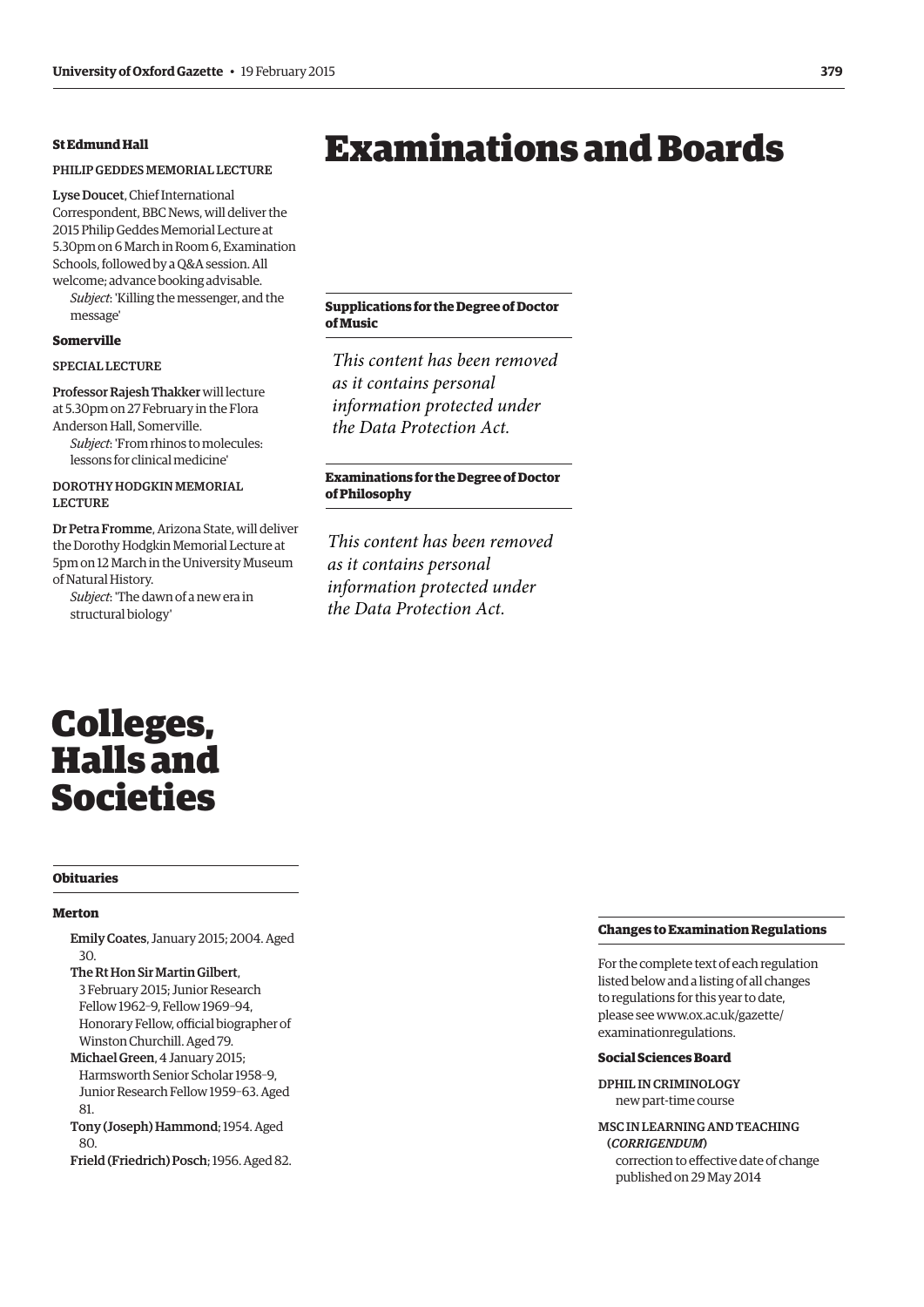### St Edmund Hall

PHILIP GEDDES MEMORIAL LECTURE

Lyse Doucet, Chief International Correspondent, BBC News, will deliver the 2015 Philip Geddes Memorial Lecture at 5.30pm on 6 March in Room 6, Examination Schools, followed by a Q&A session. All welcome; advance booking advisable.

*Subject*: 'Killing the messenger, and the message'

### Somerville

SPECIAL LECTURE

Professor Rajesh Thakker will lecture at 5.30pm on 27 February in the Flora Anderson Hall, Somerville.

*Subject*: 'From rhinos to molecules: lessons for clinical medicine'

DOROTHY HODGKIN MEMORIAL LECTURE

Dr Petra Fromme, Arizona State, will deliver the Dorothy Hodgkin Memorial Lecture at 5pm on 12 March in the University Museum of Natural History.

*Subject*: 'The dawn of a new era in structural biology'

# Colleges, Halls and Societies

## Obituaries

### Merton

Emily Coates, January 2015; 2004. Aged 30.

The Rt Hon Sir Martin Gilbert, 3 February 2015; Junior Research Fellow 1962–9, Fellow 1969–94, Honorary Fellow, official biographer of Winston Churchill. Aged 79.

Michael Green, 4 January 2015; Harmsworth Senior Scholar 1958–9, Junior Research Fellow 1959–63. Aged 81.

Tony (Joseph) Hammond; 1954. Aged 80.

Frield (Friedrich) Posch; 1956. Aged 82.

# Examinations and Boards

## Supplications for the Degree of Doctor of Music

*This content has been removed as it contains personal information protected under the Data Protection Act.*

## Examinations for the Degree of Doctor of Philosophy

*This content has been removed as it contains personal information protected under the Data Protection Act.*

## Changes to Examination Regulations

For the complete text of each regulation listed below and a listing of all changes to regulations for this year to date, please see www.ox.ac.uk/gazette/examinationregulations.

### Social Sciences Board

DPHIL IN CRIMINOLOGY
new part-time course

MSC IN LEARNING AND TEACHING (*CORRIGENDUM*)
correction to effective date of change published on 29 May 2014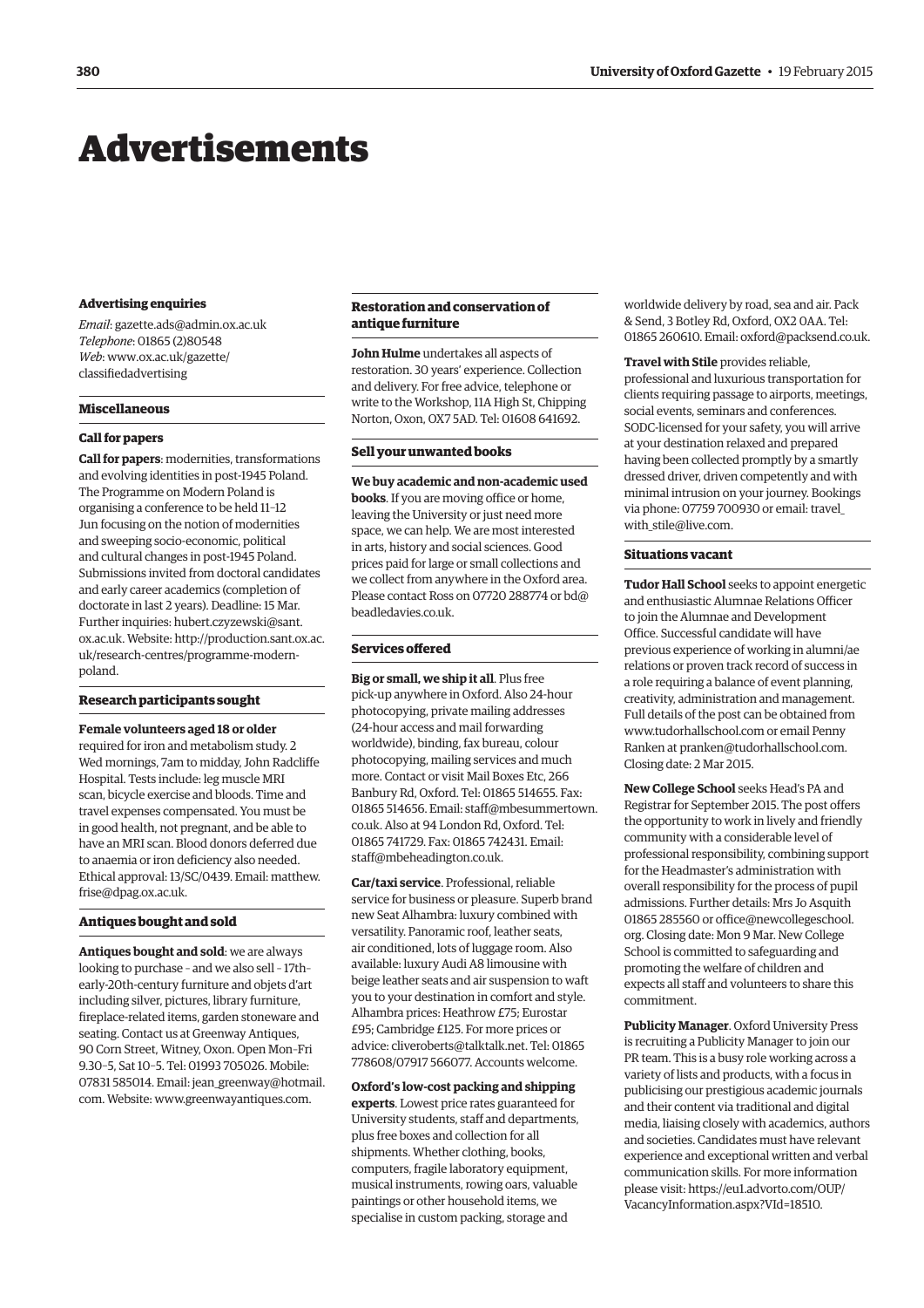# Advertisements

### Advertising enquiries

*Email*: gazette.ads@admin.ox.ac.uk
*Telephone*: 01865 (2)80548
*Web*: www.ox.ac.uk/gazette/classifiedadvertising

### Miscellaneous

#### Call for papers

**Call for papers**: modernities, transformations and evolving identities in post-1945 Poland. The Programme on Modern Poland is organising a conference to be held 11–12 Jun focusing on the notion of modernities and sweeping socio-economic, political and cultural changes in post-1945 Poland. Submissions invited from doctoral candidates and early career academics (completion of doctorate in last 2 years). Deadline: 15 Mar. Further inquiries: hubert.czyzewski@sant.ox.ac.uk. Website: http://production.sant.ox.ac.uk/research-centres/programme-modern-poland.

#### Research participants sought

**Female volunteers aged 18 or older** required for iron and metabolism study. 2 Wed mornings, 7am to midday, John Radcliffe Hospital. Tests include: leg muscle MRI scan, bicycle exercise and bloods. Time and travel expenses compensated. You must be in good health, not pregnant, and be able to have an MRI scan. Blood donors deferred due to anaemia or iron deficiency also needed. Ethical approval: 13/SC/0439. Email: matthew.frise@dpag.ox.ac.uk.

#### Antiques bought and sold

**Antiques bought and sold**: we are always looking to purchase – and we also sell – 17th–early-20th-century furniture and objets d'art including silver, pictures, library furniture, fireplace-related items, garden stoneware and seating. Contact us at Greenway Antiques, 90 Corn Street, Witney, Oxon. Open Mon–Fri 9.30–5, Sat 10–5. Tel: 01993 705026. Mobile: 07831 585014. Email: jean_greenway@hotmail.com. Website: www.greenwayantiques.com.

#### Restoration and conservation of antique furniture

**John Hulme** undertakes all aspects of restoration. 30 years' experience. Collection and delivery. For free advice, telephone or write to the Workshop, 11A High St, Chipping Norton, Oxon, OX7 5AD. Tel: 01608 641692.

#### Sell your unwanted books

**We buy academic and non-academic used books**. If you are moving office or home, leaving the University or just need more space, we can help. We are most interested in arts, history and social sciences. Good prices paid for large or small collections and we collect from anywhere in the Oxford area. Please contact Ross on 07720 288774 or bd@beadledavies.co.uk.

#### Services offered

**Big or small, we ship it all**. Plus free pick-up anywhere in Oxford. Also 24-hour photocopying, private mailing addresses (24-hour access and mail forwarding worldwide), binding, fax bureau, colour photocopying, mailing services and much more. Contact or visit Mail Boxes Etc, 266 Banbury Rd, Oxford. Tel: 01865 514655. Fax: 01865 514656. Email: staff@mbesummertown.co.uk. Also at 94 London Rd, Oxford. Tel: 01865 741729. Fax: 01865 742431. Email: staff@mbeheadington.co.uk.

**Car/taxi service**. Professional, reliable service for business or pleasure. Superb brand new Seat Alhambra: luxury combined with versatility. Panoramic roof, leather seats, air conditioned, lots of luggage room. Also available: luxury Audi A8 limousine with beige leather seats and air suspension to waft you to your destination in comfort and style. Alhambra prices: Heathrow £75; Eurostar £95; Cambridge £125. For more prices or advice: cliveroberts@talktalk.net. Tel: 01865 778608/07917 566077. Accounts welcome.

**Oxford's low-cost packing and shipping experts**. Lowest price rates guaranteed for University students, staff and departments, plus free boxes and collection for all shipments. Whether clothing, books, computers, fragile laboratory equipment, musical instruments, rowing oars, valuable paintings or other household items, we specialise in custom packing, storage and worldwide delivery by road, sea and air. Pack & Send, 3 Botley Rd, Oxford, OX2 0AA. Tel: 01865 260610. Email: oxford@packsend.co.uk.

**Travel with Stile** provides reliable, professional and luxurious transportation for clients requiring passage to airports, meetings, social events, seminars and conferences. SODC-licensed for your safety, you will arrive at your destination relaxed and prepared having been collected promptly by a smartly dressed driver, driven competently and with minimal intrusion on your journey. Bookings via phone: 07759 700930 or email: travel_with_stile@live.com.

#### Situations vacant

**Tudor Hall School** seeks to appoint energetic and enthusiastic Alumnae Relations Officer to join the Alumnae and Development Office. Successful candidate will have previous experience of working in alumni/ae relations or proven track record of success in a role requiring a balance of event planning, creativity, administration and management. Full details of the post can be obtained from www.tudorhallschool.com or email Penny Ranken at pranken@tudorhallschool.com. Closing date: 2 Mar 2015.

**New College School** seeks Head's PA and Registrar for September 2015. The post offers the opportunity to work in lively and friendly community with a considerable level of professional responsibility, combining support for the Headmaster's administration with overall responsibility for the process of pupil admissions. Further details: Mrs Jo Asquith 01865 285560 or office@newcollegeschool.org. Closing date: Mon 9 Mar. New College School is committed to safeguarding and promoting the welfare of children and expects all staff and volunteers to share this commitment.

**Publicity Manager**. Oxford University Press is recruiting a Publicity Manager to join our PR team. This is a busy role working across a variety of lists and products, with a focus in publicising our prestigious academic journals and their content via traditional and digital media, liaising closely with academics, authors and societies. Candidates must have relevant experience and exceptional written and verbal communication skills. For more information please visit: https://eu1.advorto.com/OUP/VacancyInformation.aspx?VId=18510.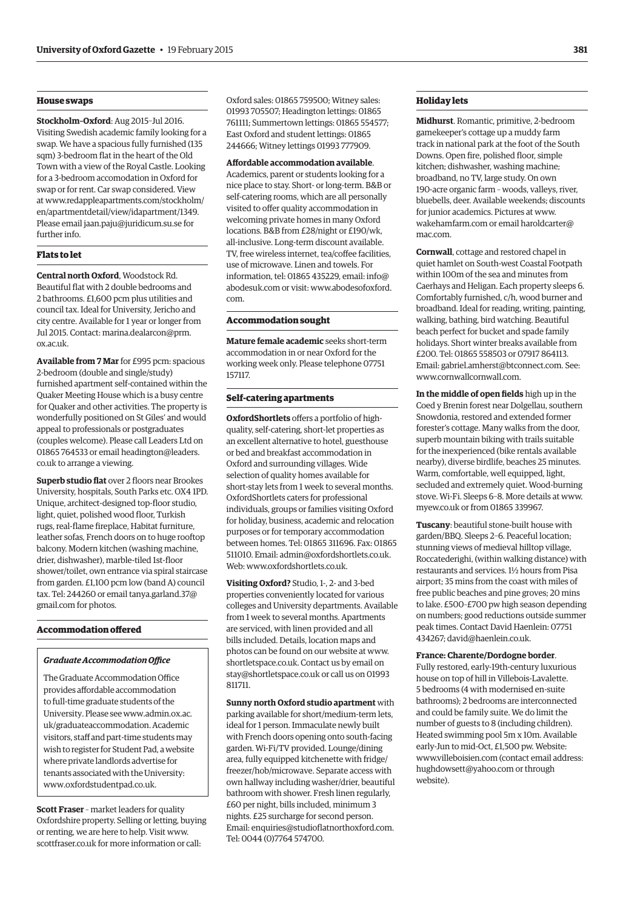## House swaps

**Stockholm–Oxford**: Aug 2015–Jul 2016. Visiting Swedish academic family looking for a swap. We have a spacious fully furnished (135 sqm) 3-bedroom flat in the heart of the Old Town with a view of the Royal Castle. Looking for a 3-bedroom accomodation in Oxford for swap or for rent. Car swap considered. View at www.redappleapartments.com/stockholm/en/apartmentdetail/view/idapartment/1349. Please email jaan.paju@juridicum.su.se for further info.

## Flats to let

**Central north Oxford**, Woodstock Rd. Beautiful flat with 2 double bedrooms and 2 bathrooms. £1,600 pcm plus utilities and council tax. Ideal for University, Jericho and city centre. Available for 1 year or longer from Jul 2015. Contact: marina.dealarcon@prm.ox.ac.uk.

**Available from 7 Mar** for £995 pcm: spacious 2-bedroom (double and single/study) furnished apartment self-contained within the Quaker Meeting House which is a busy centre for Quaker and other activities. The property is wonderfully positioned on St Giles' and would appeal to professionals or postgraduates (couples welcome). Please call Leaders Ltd on 01865 764533 or email headington@leaders.co.uk to arrange a viewing.

**Superb studio flat** over 2 floors near Brookes University, hospitals, South Parks etc. OX4 1PD. Unique, architect-designed top-floor studio, light, quiet, polished wood floor, Turkish rugs, real-flame fireplace, Habitat furniture, leather sofas, French doors on to huge rooftop balcony. Modern kitchen (washing machine, drier, dishwasher), marble-tiled 1st-floor shower/toilet, own entrance via spiral staircase from garden. £1,100 pcm low (band A) council tax. Tel: 244260 or email tanya.garland.37@gmail.com for photos.

## Accommodation offered

### *Graduate Accommodation Office*

The Graduate Accommodation Office provides affordable accommodation to full-time graduate students of the University. Please see www.admin.ox.ac.uk/graduateaccommodation. Academic visitors, staff and part-time students may wish to register for Student Pad, a website where private landlords advertise for tenants associated with the University: www.oxfordstudentpad.co.uk.

**Scott Fraser** – market leaders for quality Oxfordshire property. Selling or letting, buying or renting, we are here to help. Visit www.scottfraser.co.uk for more information or call: Oxford sales: 01865 759500; Witney sales: 01993 705507; Headington lettings: 01865 761111; Summertown lettings: 01865 554577; East Oxford and student lettings: 01865 244666; Witney lettings 01993 777909.

**Affordable accommodation available**. Academics, parent or students looking for a nice place to stay. Short- or long-term. B&B or self-catering rooms, which are all personally visited to offer quality accommodation in welcoming private homes in many Oxford locations. B&B from £28/night or £190/wk, all-inclusive. Long-term discount available. TV, free wireless internet, tea/coffee facilities, use of microwave. Linen and towels. For information, tel: 01865 435229, email: info@abodesuk.com or visit: www.abodesofoxford.com.

## Accommodation sought

**Mature female academic** seeks short-term accommodation in or near Oxford for the working week only. Please telephone 07751 157117.

## Self-catering apartments

**OxfordShortlets** offers a portfolio of high-quality, self-catering, short-let properties as an excellent alternative to hotel, guesthouse or bed and breakfast accommodation in Oxford and surrounding villages. Wide selection of quality homes available for short-stay lets from 1 week to several months. OxfordShortlets caters for professional individuals, groups or families visiting Oxford for holiday, business, academic and relocation purposes or for temporary accommodation between homes. Tel: 01865 311696. Fax: 01865 511010. Email: admin@oxfordshortlets.co.uk. Web: www.oxfordshortlets.co.uk.

**Visiting Oxford?** Studio, 1-, 2- and 3-bed properties conveniently located for various colleges and University departments. Available from 1 week to several months. Apartments are serviced, with linen provided and all bills included. Details, location maps and photos can be found on our website at www.shortletspace.co.uk. Contact us by email on stay@shortletspace.co.uk or call us on 01993 811711.

**Sunny north Oxford studio apartment** with parking available for short/medium-term lets, ideal for 1 person. Immaculate newly built with French doors opening onto south-facing garden. Wi-Fi/TV provided. Lounge/dining area, fully equipped kitchenette with fridge/freezer/hob/microwave. Separate access with own hallway including washer/drier, beautiful bathroom with shower. Fresh linen regularly, £60 per night, bills included, minimum 3 nights. £25 surcharge for second person. Email: enquiries@studioflatnorthoxford.com. Tel: 0044 (0)7764 574700.

## Holiday lets

**Midhurst**. Romantic, primitive, 2-bedroom gamekeeper's cottage up a muddy farm track in national park at the foot of the South Downs. Open fire, polished floor, simple kitchen; dishwasher, washing machine; broadband, no TV, large study. On own 190-acre organic farm – woods, valleys, river, bluebells, deer. Available weekends; discounts for junior academics. Pictures at www.wakehamfarm.com or email haroldcarter@mac.com.

**Cornwall**, cottage and restored chapel in quiet hamlet on South-west Coastal Footpath within 100m of the sea and minutes from Caerhays and Heligan. Each property sleeps 6. Comfortably furnished, c/h, wood burner and broadband. Ideal for reading, writing, painting, walking, bathing, bird watching. Beautiful beach perfect for bucket and spade family holidays. Short winter breaks available from £200. Tel: 01865 558503 or 07917 864113. Email: gabriel.amherst@btconnect.com. See: www.cornwallcornwall.com.

**In the middle of open fields** high up in the Coed y Brenin forest near Dolgellau, southern Snowdonia, restored and extended former forester's cottage. Many walks from the door, superb mountain biking with trails suitable for the inexperienced (bike rentals available nearby), diverse birdlife, beaches 25 minutes. Warm, comfortable, well equipped, light, secluded and extremely quiet. Wood-burning stove. Wi-Fi. Sleeps 6–8. More details at www.myew.co.uk or from 01865 339967.

**Tuscany**: beautiful stone-built house with garden/BBQ. Sleeps 2–6. Peaceful location; stunning views of medieval hilltop village, Roccatederighi, (within walking distance) with restaurants and services. 1½ hours from Pisa airport; 35 mins from the coast with miles of free public beaches and pine groves; 20 mins to lake. £500–£700 pw high season depending on numbers; good reductions outside summer peak times. Contact David Haenlein: 07751 434267; david@haenlein.co.uk.

**France: Charente/Dordogne border**. Fully restored, early-19th-century luxurious house on top of hill in Villebois-Lavalette. 5 bedrooms (4 with modernised en-suite bathrooms); 2 bedrooms are interconnected and could be family suite. We do limit the number of guests to 8 (including children). Heated swimming pool 5m x 10m. Available early-Jun to mid-Oct, £1,500 pw. Website: www.villeboisien.com (contact email address: hughdowsett@yahoo.com or through website).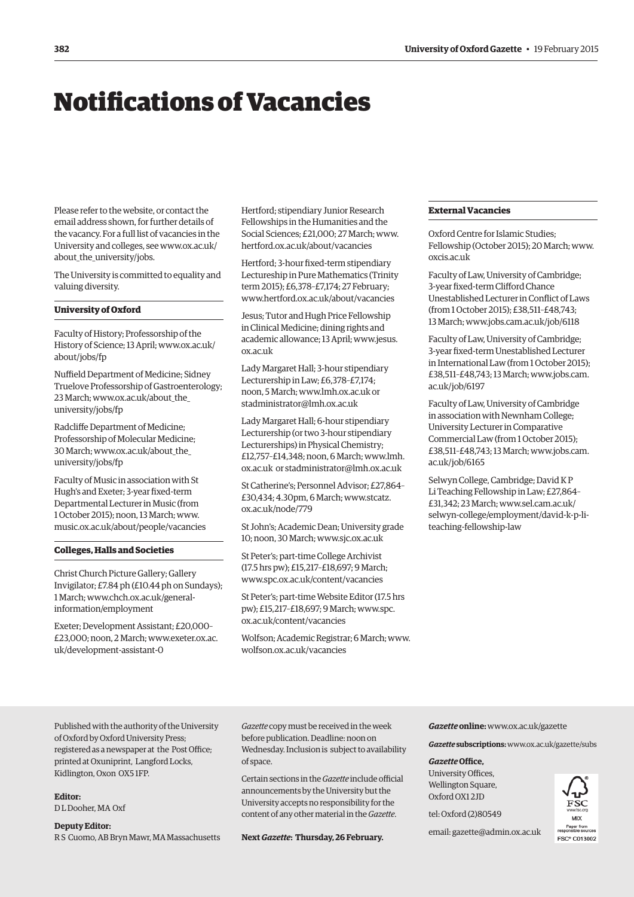# Notifications of Vacancies

Please refer to the website, or contact the email address shown, for further details of the vacancy. For a full list of vacancies in the University and colleges, see www.ox.ac.uk/about_the_university/jobs.

The University is committed to equality and valuing diversity.

## University of Oxford

Faculty of History; Professorship of the History of Science; 13 April; www.ox.ac.uk/about/jobs/fp

Nuffield Department of Medicine; Sidney Truelove Professorship of Gastroenterology; 23 March; www.ox.ac.uk/about_the_university/jobs/fp

Radcliffe Department of Medicine; Professorship of Molecular Medicine; 30 March; www.ox.ac.uk/about_the_university/jobs/fp

Faculty of Music in association with St Hugh's and Exeter; 3-year fixed-term Departmental Lecturer in Music (from 1 October 2015); noon, 13 March; www.music.ox.ac.uk/about/people/vacancies

## Colleges, Halls and Societies

Christ Church Picture Gallery; Gallery Invigilator; £7.84 ph (£10.44 ph on Sundays); 1 March; www.chch.ox.ac.uk/general-information/employment

Exeter; Development Assistant; £20,000–£23,000; noon, 2 March; www.exeter.ox.ac.uk/development-assistant-0

Hertford; stipendiary Junior Research Fellowships in the Humanities and the Social Sciences; £21,000; 27 March; www.hertford.ox.ac.uk/about/vacancies

Hertford; 3-hour fixed-term stipendiary Lectureship in Pure Mathematics (Trinity term 2015); £6,378–£7,174; 27 February; www.hertford.ox.ac.uk/about/vacancies

Jesus; Tutor and Hugh Price Fellowship in Clinical Medicine; dining rights and academic allowance; 13 April; www.jesus.ox.ac.uk

Lady Margaret Hall; 3-hour stipendiary Lectureship in Law; £6,378–£7,174; noon, 5 March; www.lmh.ox.ac.uk or stadministrator@lmh.ox.ac.uk

Lady Margaret Hall; 6-hour stipendiary Lectureship (or two 3-hour stipendiary Lectureships) in Physical Chemistry; £12,757–£14,348; noon, 6 March; www.lmh.ox.ac.uk or stadministrator@lmh.ox.ac.uk

St Catherine's; Personnel Advisor; £27,864–£30,434; 4.30pm, 6 March; www.stcatz.ox.ac.uk/node/779

St John's; Academic Dean; University grade 10; noon, 30 March; www.sjc.ox.ac.uk

St Peter's; part-time College Archivist (17.5 hrs pw); £15,217–£18,697; 9 March; www.spc.ox.ac.uk/content/vacancies

St Peter's; part-time Website Editor (17.5 hrs pw); £15,217–£18,697; 9 March; www.spc.ox.ac.uk/content/vacancies

Wolfson; Academic Registrar; 6 March; www.wolfson.ox.ac.uk/vacancies

## External Vacancies

Oxford Centre for Islamic Studies; Fellowship (October 2015); 20 March; www.oxcis.ac.uk

Faculty of Law, University of Cambridge; 3-year fixed-term Clifford Chance Unestablished Lecturer in Conflict of Laws (from 1 October 2015); £38,511–£48,743; 13 March; www.jobs.cam.ac.uk/job/6118

Faculty of Law, University of Cambridge; 3-year fixed-term Unestablished Lecturer in International Law (from 1 October 2015); £38,511–£48,743; 13 March; www.jobs.cam.ac.uk/job/6197

Faculty of Law, University of Cambridge in association with Newnham College; University Lecturer in Comparative Commercial Law (from 1 October 2015); £38,511–£48,743; 13 March; www.jobs.cam.ac.uk/job/6165

Selwyn College, Cambridge; David K P Li Teaching Fellowship in Law; £27,864–£31,342; 23 March; www.sel.cam.ac.uk/selwyn-college/employment/david-k-p-li-teaching-fellowship-law

---

Published with the authority of the University of Oxford by Oxford University Press; registered as a newspaper at the Post Office; printed at Oxuniprint, Langford Locks, Kidlington, Oxon OX5 1FP.

**Editor:**
D L Dooher, MA Oxf

**Deputy Editor:**
R S Cuomo, AB Bryn Mawr, MA Massachusetts

*Gazette* copy must be received in the week before publication. Deadline: noon on Wednesday. Inclusion is subject to availability of space.

Certain sections in the *Gazette* include official announcements by the University but the University accepts no responsibility for the content of any other material in the *Gazette*.

**Next *Gazette*: Thursday, 26 February.**

***Gazette* online:** www.ox.ac.uk/gazette

***Gazette* subscriptions:** www.ox.ac.uk/gazette/subs

***Gazette* Office,**
University Offices,
Wellington Square,
Oxford OX1 2JD

tel: Oxford (2)80549

email: gazette@admin.ox.ac.uk

FSC www.fsc.org MIX Paper from responsible sources FSC® C013002